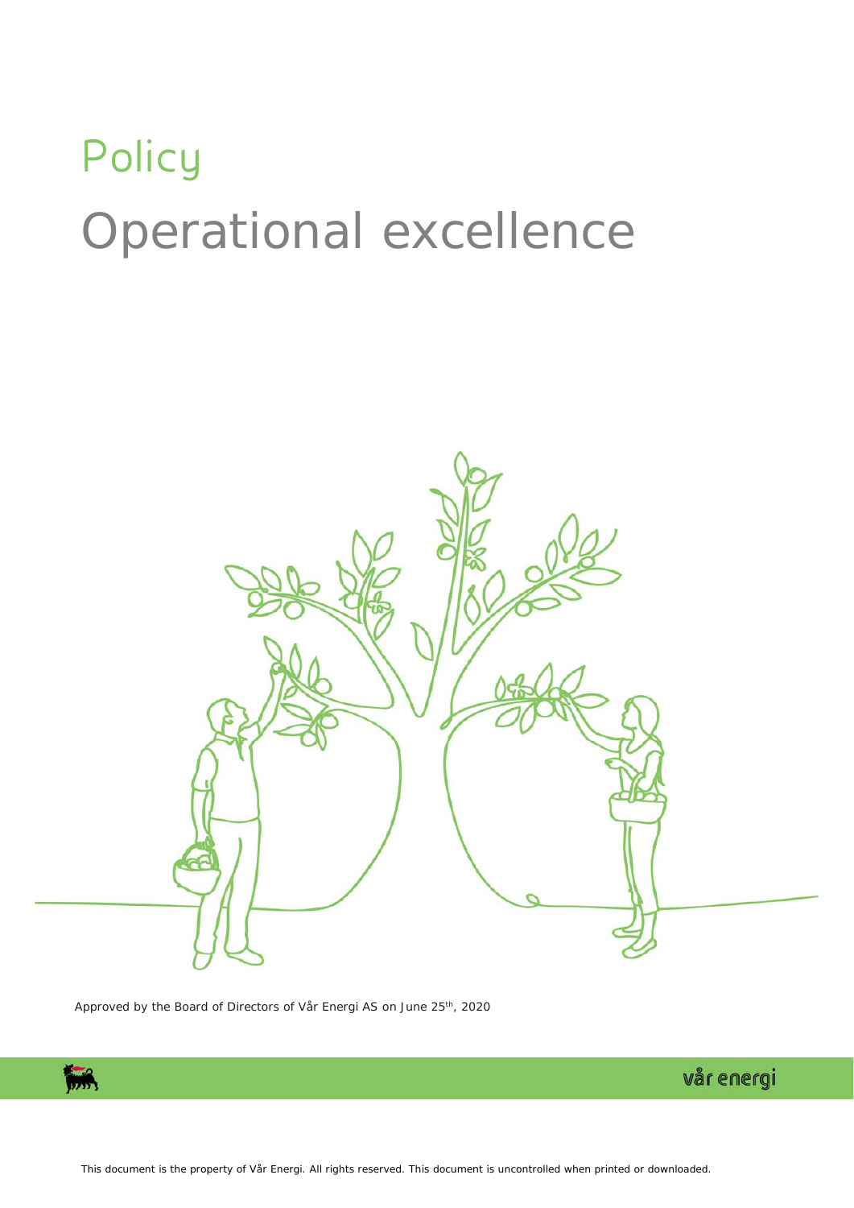# Policy

# Operational excellence

Approved by the Board of Directors of Vår Energi AS on June 25th, 2020

This document is the property of Vår Energi. All rights reserved. This document is uncontrolled when printed or downloaded.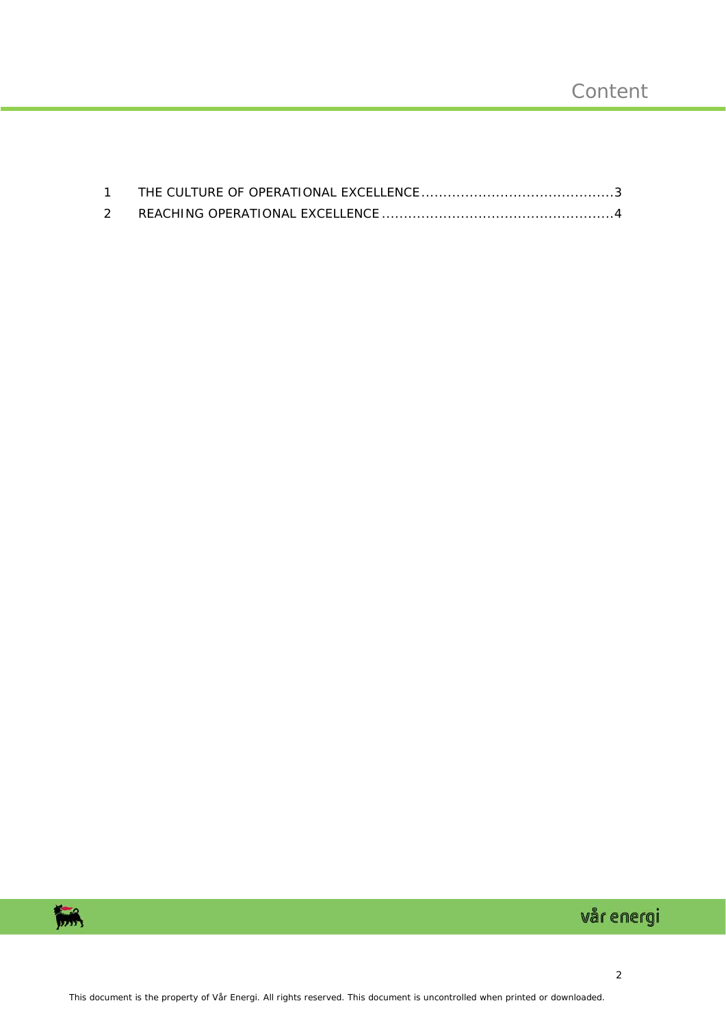# Content

1 THE CULTURE OF OPERATIONAL EXCELLENCE ........................................... 3

2 REACHING OPERATIONAL EXCELLENCE .................................................... 4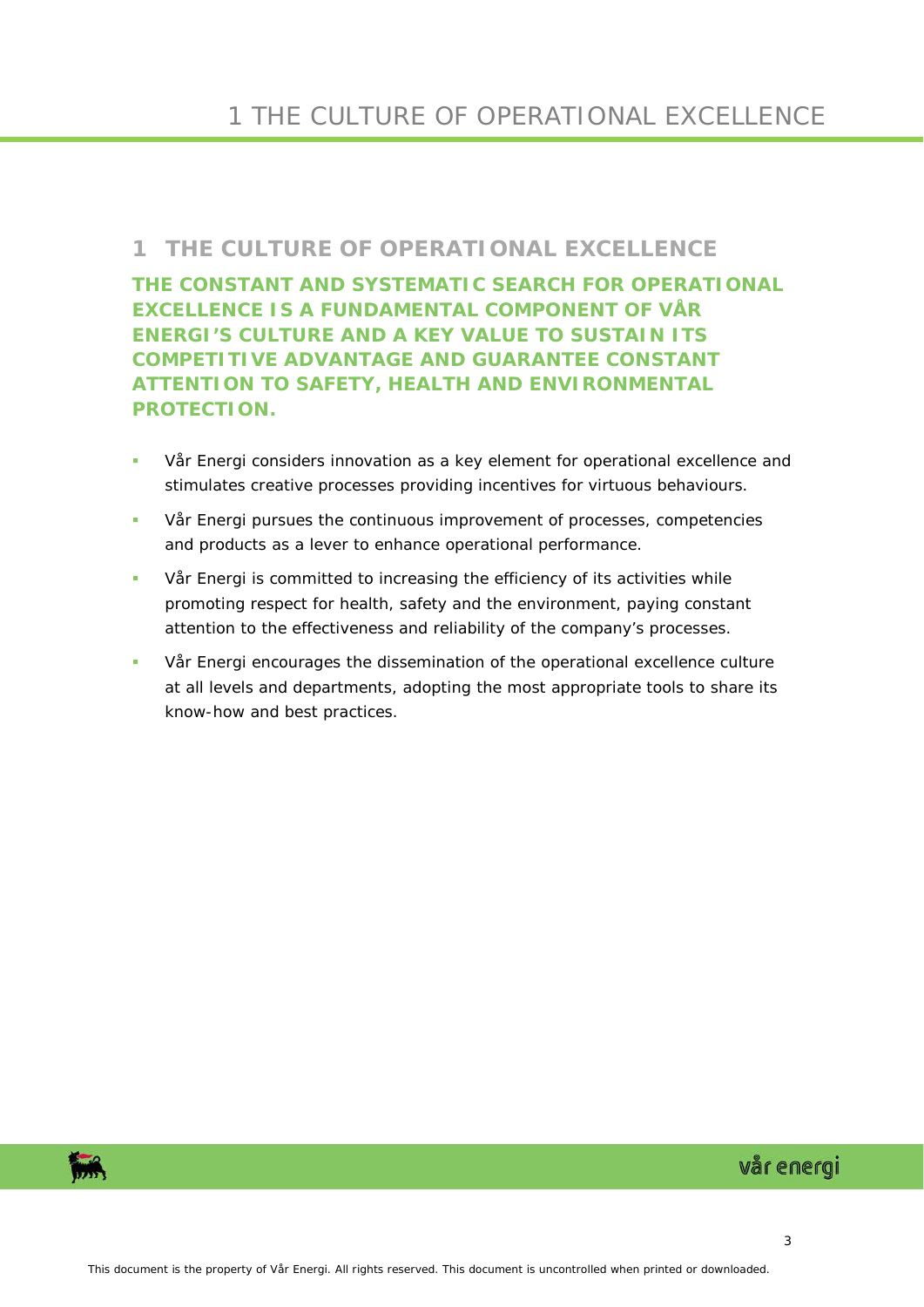# 1 THE CULTURE OF OPERATIONAL EXCELLENCE

**THE CONSTANT AND SYSTEMATIC SEARCH FOR OPERATIONAL EXCELLENCE IS A FUNDAMENTAL COMPONENT OF VÅR ENERGI'S CULTURE AND A KEY VALUE TO SUSTAIN ITS COMPETITIVE ADVANTAGE AND GUARANTEE CONSTANT ATTENTION TO SAFETY, HEALTH AND ENVIRONMENTAL PROTECTION.**

- Vår Energi considers innovation as a key element for operational excellence and stimulates creative processes providing incentives for virtuous behaviours.
- Vår Energi pursues the continuous improvement of processes, competencies and products as a lever to enhance operational performance.
- Vår Energi is committed to increasing the efficiency of its activities while promoting respect for health, safety and the environment, paying constant attention to the effectiveness and reliability of the company's processes.
- Vår Energi encourages the dissemination of the operational excellence culture at all levels and departments, adopting the most appropriate tools to share its know-how and best practices.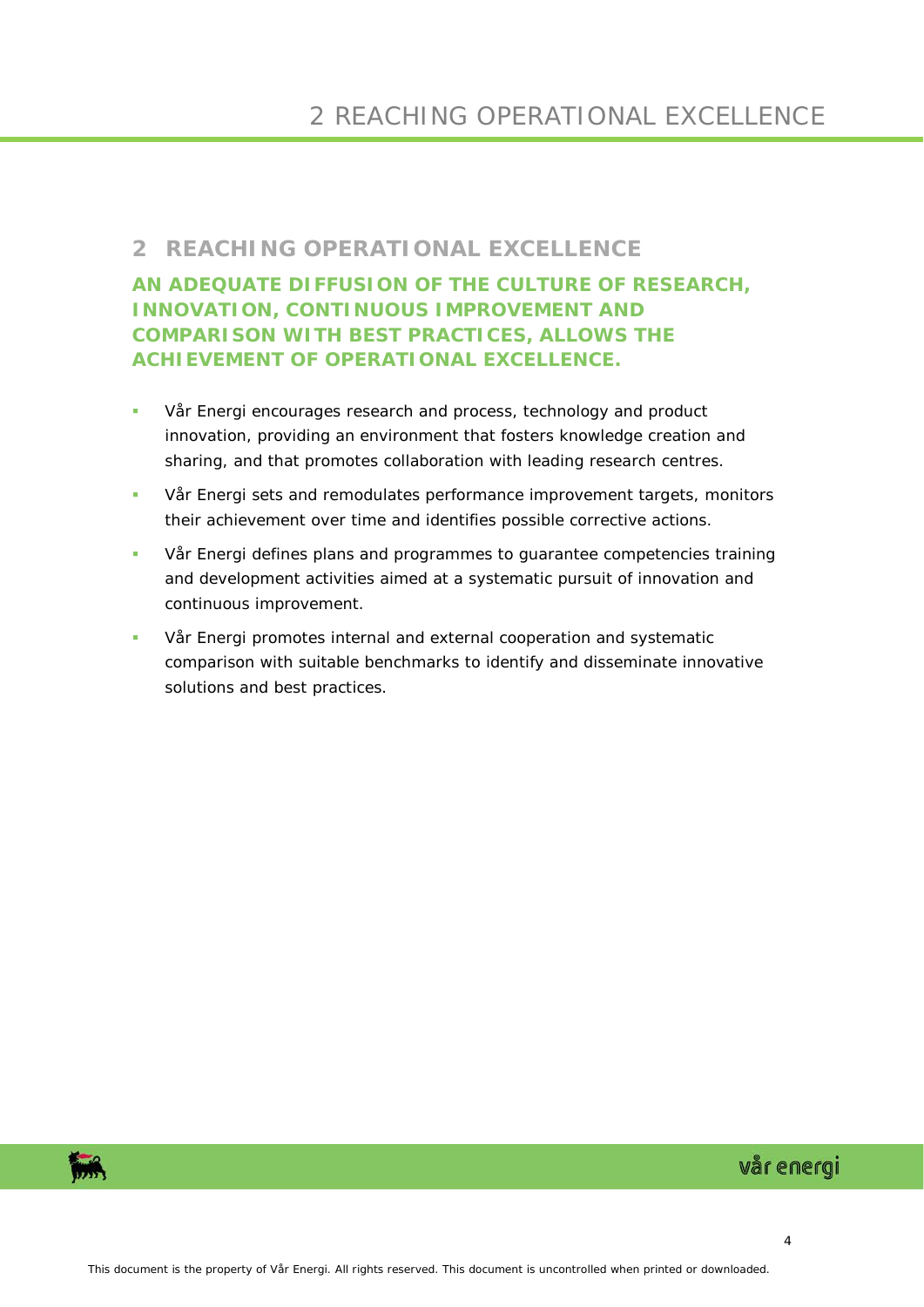## 2 REACHING OPERATIONAL EXCELLENCE

**AN ADEQUATE DIFFUSION OF THE CULTURE OF RESEARCH, INNOVATION, CONTINUOUS IMPROVEMENT AND COMPARISON WITH BEST PRACTICES, ALLOWS THE ACHIEVEMENT OF OPERATIONAL EXCELLENCE.**

- Vår Energi encourages research and process, technology and product innovation, providing an environment that fosters knowledge creation and sharing, and that promotes collaboration with leading research centres.
- Vår Energi sets and remodulates performance improvement targets, monitors their achievement over time and identifies possible corrective actions.
- Vår Energi defines plans and programmes to guarantee competencies training and development activities aimed at a systematic pursuit of innovation and continuous improvement.
- Vår Energi promotes internal and external cooperation and systematic comparison with suitable benchmarks to identify and disseminate innovative solutions and best practices.